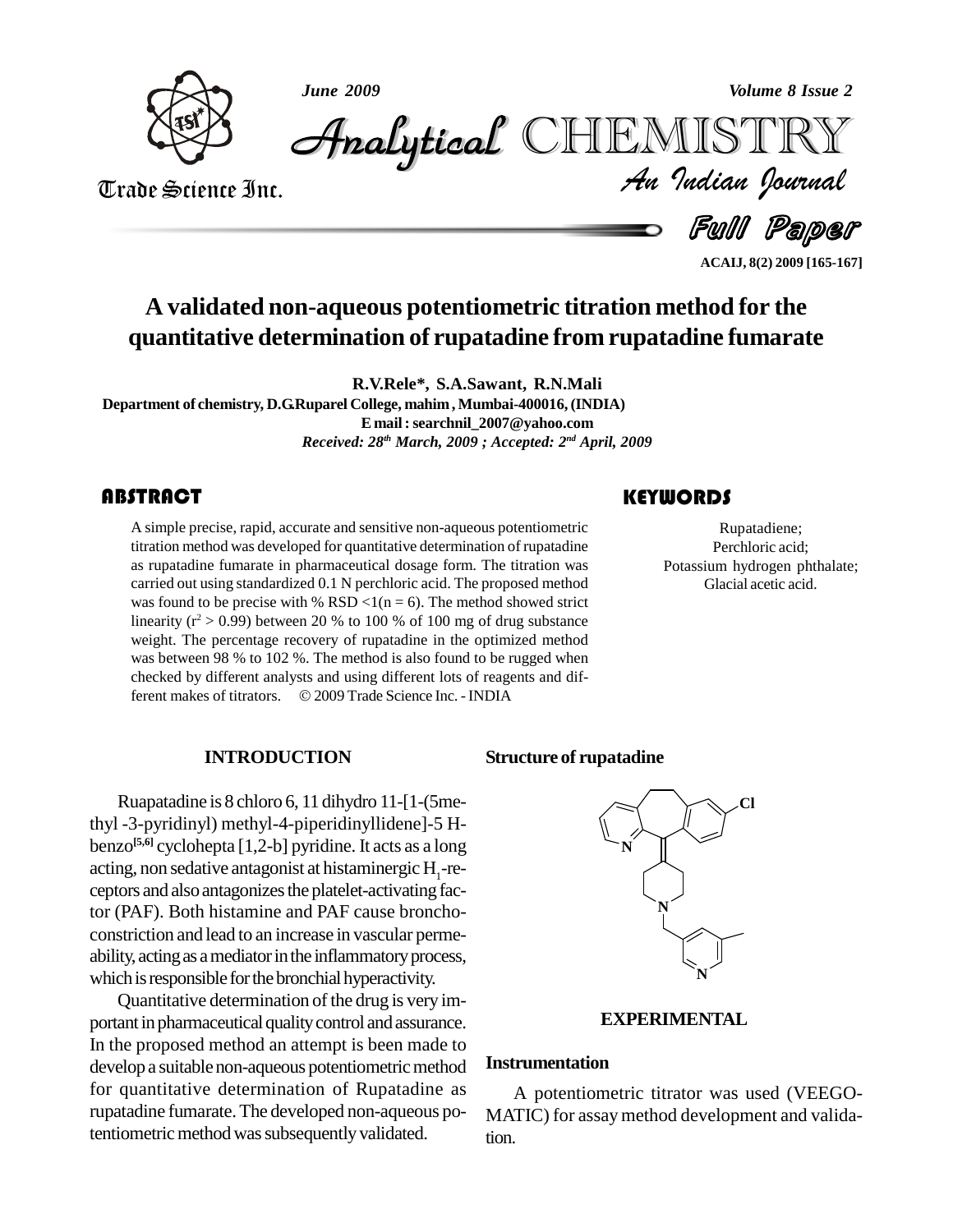# A validated non-aqueous potentiometric titration method for the quantitative determination of rupatadine from rupatadine fumarate

**R.V.Rele*, S.A.Sawant, R.N.Mali**

Department of chemistry, D.G.Ruparel College, mahim , Mumbai-400016, (INDIA)

E mail : searchnil_2007@yahoo.com

*Received: 28th March, 2009 ; Accepted: 2nd April, 2009*

## ABSTRACT

A simple precise, rapid, accurate and sensitive non-aqueous potentiometric titration method was developed for quantitative determination of rupatadine as rupatadine fumarate in pharmaceutical dosage form. The titration was carried out using standardized 0.1 N perchloric acid. The proposed method was found to be precise with % RSD <1(n = 6). The method showed strict linearity ($r^2 > 0.99$) between 20 % to 100 % of 100 mg of drug substance weight. The percentage recovery of rupatadine in the optimized method was between 98 % to 102 %. The method is also found to be rugged when checked by different analysts and using different lots of reagents and different makes of titrators. © 2009 Trade Science Inc. - INDIA

## KEYWORDS

Rupatadiene;
Perchloric acid;
Potassium hydrogen phthalate;
Glacial acetic acid.

## INTRODUCTION

Ruapatadine is 8 chloro 6, 11 dihydro 11-[1-(5methyl -3-pyridinyl) methyl-4-piperidinyllidene]-5 H-benzo[5,6] cyclohepta [1,2-b] pyridine. It acts as a long acting, non sedative antagonist at histaminergic $H_1$-receptors and also antagonizes the platelet-activating factor (PAF). Both histamine and PAF cause bronchoconstriction and lead to an increase in vascular permeability, acting as a mediator in the inflammatory process, which is responsible for the bronchial hyperactivity.

Quantitative determination of the drug is very important in pharmaceutical quality control and assurance. In the proposed method an attempt is been made to develop a suitable non-aqueous potentiometric method for quantitative determination of Rupatadine as rupatadine fumarate. The developed non-aqueous potentiometric method was subsequently validated.

### Structure of rupatadine

## EXPERIMENTAL

### Instrumentation

A potentiometric titrator was used (VEEGO-MATIC) for assay method development and validation.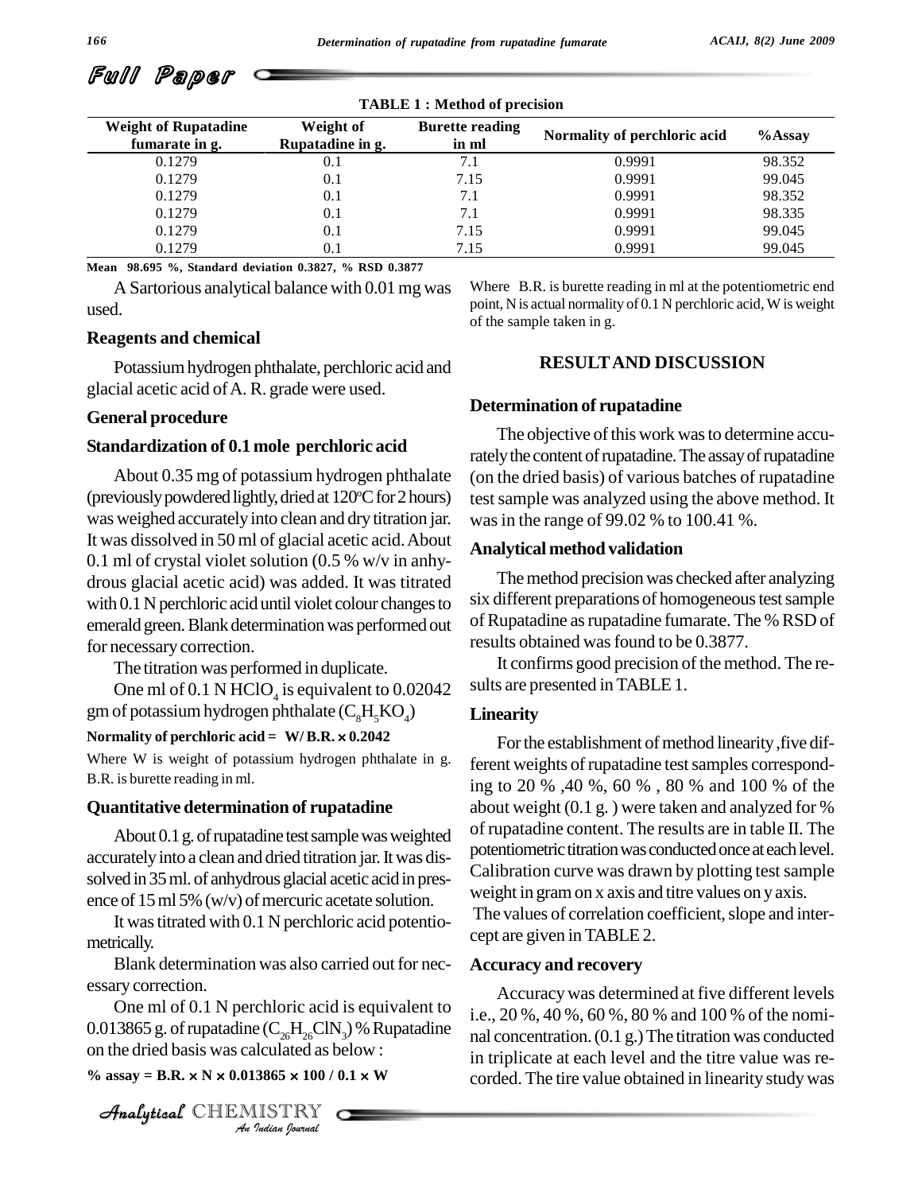**TABLE 1 : Method of precision**

| Weight of Rupatadine fumarate in g. | Weight of Rupatadine in g. | Burette reading in ml | Normality of perchloric acid | %Assay |
|---|---|---|---|---|
| 0.1279 | 0.1 | 7.1 | 0.9991 | 98.352 |
| 0.1279 | 0.1 | 7.15 | 0.9991 | 99.045 |
| 0.1279 | 0.1 | 7.1 | 0.9991 | 98.352 |
| 0.1279 | 0.1 | 7.1 | 0.9991 | 98.335 |
| 0.1279 | 0.1 | 7.15 | 0.9991 | 99.045 |
| 0.1279 | 0.1 | 7.15 | 0.9991 | 99.045 |

**Mean 98.695 %, Standard deviation 0.3827, % RSD 0.3877**

A Sartorious analytical balance with 0.01 mg was used.

### Reagents and chemical

Potassium hydrogen phthalate, perchloric acid and glacial acetic acid of A. R. grade were used.

### General procedure

### Standardization of 0.1 mole perchloric acid

About 0.35 mg of potassium hydrogen phthalate (previously powdered lightly, dried at 120°C for 2 hours) was weighed accurately into clean and dry titration jar. It was dissolved in 50 ml of glacial acetic acid. About 0.1 ml of crystal violet solution (0.5 % w/v in anhydrous glacial acetic acid) was added. It was titrated with 0.1 N perchloric acid until violet colour changes to emerald green. Blank determination was performed out for necessary correction.

The titration was performed in duplicate.

One ml of 0.1 N $HClO_4$ is equivalent to 0.02042 gm of potassium hydrogen phthalate ($C_8H_5KO_4$)

**Normality of perchloric acid = W/ B.R. × 0.2042**

Where W is weight of potassium hydrogen phthalate in g. B.R. is burette reading in ml.

### Quantitative determination of rupatadine

About 0.1 g. of rupatadine test sample was weighted accurately into a clean and dried titration jar. It was dissolved in 35 ml. of anhydrous glacial acetic acid in presence of 15 ml 5% (w/v) of mercuric acetate solution.

It was titrated with 0.1 N perchloric acid potentiometrically.

Blank determination was also carried out for necessary correction.

One ml of 0.1 N perchloric acid is equivalent to 0.013865 g. of rupatadine ($C_{26}H_{26}ClN_3$) % Rupatadine on the dried basis was calculated as below :

**% assay = B.R. × N × 0.013865 × 100 / 0.1 × W**

Where B.R. is burette reading in ml at the potentiometric end point, N is actual normality of 0.1 N perchloric acid, W is weight of the sample taken in g.

## RESULT AND DISCUSSION

### Determination of rupatadine

The objective of this work was to determine accurately the content of rupatadine. The assay of rupatadine (on the dried basis) of various batches of rupatadine test sample was analyzed using the above method. It was in the range of 99.02 % to 100.41 %.

### Analytical method validation

The method precision was checked after analyzing six different preparations of homogeneous test sample of Rupatadine as rupatadine fumarate. The % RSD of results obtained was found to be 0.3877.

It confirms good precision of the method. The results are presented in TABLE 1.

### Linearity

For the establishment of method linearity ,five different weights of rupatadine test samples corresponding to 20 % ,40 %, 60 % , 80 % and 100 % of the about weight (0.1 g. ) were taken and analyzed for % of rupatadine content. The results are in table II. The potentiometric titration was conducted once at each level. Calibration curve was drawn by plotting test sample weight in gram on x axis and titre values on y axis. The values of correlation coefficient, slope and intercept are given in TABLE 2.

### Accuracy and recovery

Accuracy was determined at five different levels i.e., 20 %, 40 %, 60 %, 80 % and 100 % of the nominal concentration. (0.1 g.) The titration was conducted in triplicate at each level and the titre value was recorded. The tire value obtained in linearity study was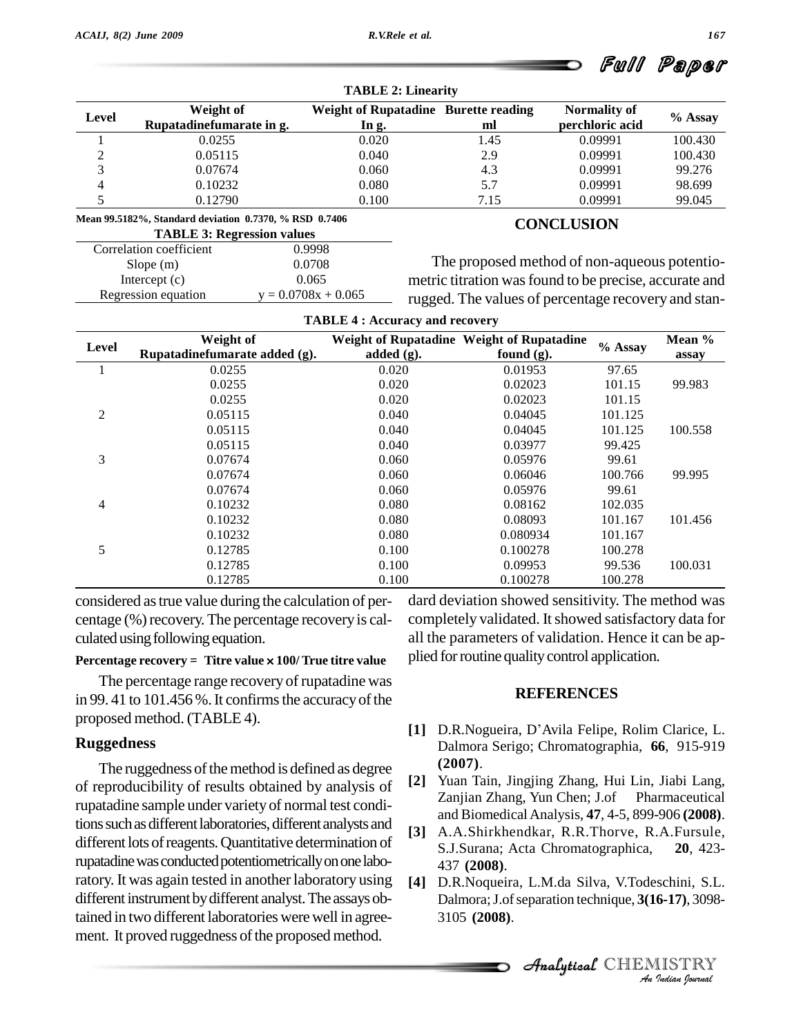**TABLE 2: Linearity**

| Level | Weight of Rupatadinefumarate in g. | Weight of Rupatadine In g. | Burette reading ml | Normality of perchloric acid | % Assay |
|---|---|---|---|---|---|
| 1 | 0.0255 | 0.020 | 1.45 | 0.09991 | 100.430 |
| 2 | 0.05115 | 0.040 | 2.9 | 0.09991 | 100.430 |
| 3 | 0.07674 | 0.060 | 4.3 | 0.09991 | 99.276 |
| 4 | 0.10232 | 0.080 | 5.7 | 0.09991 | 98.699 |
| 5 | 0.12790 | 0.100 | 7.15 | 0.09991 | 99.045 |

**Mean 99.5182%, Standard deviation 0.7370, % RSD 0.7406**

**TABLE 3: Regression values**

| | |
|---|---|
| Correlation coefficient | 0.9998 |
| Slope (m) | 0.0708 |
| Intercept (c) | 0.065 |
| Regression equation | $y = 0.0708x + 0.065$ |

**TABLE 4 : Accuracy and recovery**

| Level | Weight of Rupatadinefumarate added (g). | Weight of Rupatadine added (g). | Weight of Rupatadine found (g). | % Assay | Mean % assay |
|---|---|---|---|---|---|
| 1 | 0.0255 | 0.020 | 0.01953 | 97.65 | |
| | 0.0255 | 0.020 | 0.02023 | 101.15 | 99.983 |
| | 0.0255 | 0.020 | 0.02023 | 101.15 | |
| 2 | 0.05115 | 0.040 | 0.04045 | 101.125 | |
| | 0.05115 | 0.040 | 0.04045 | 101.125 | 100.558 |
| | 0.05115 | 0.040 | 0.03977 | 99.425 | |
| 3 | 0.07674 | 0.060 | 0.05976 | 99.61 | |
| | 0.07674 | 0.060 | 0.06046 | 100.766 | 99.995 |
| | 0.07674 | 0.060 | 0.05976 | 99.61 | |
| 4 | 0.10232 | 0.080 | 0.08162 | 102.035 | |
| | 0.10232 | 0.080 | 0.08093 | 101.167 | 101.456 |
| | 0.10232 | 0.080 | 0.080934 | 101.167 | |
| 5 | 0.12785 | 0.100 | 0.100278 | 100.278 | |
| | 0.12785 | 0.100 | 0.09953 | 99.536 | 100.031 |
| | 0.12785 | 0.100 | 0.100278 | 100.278 | |

considered as true value during the calculation of percentage (%) recovery. The percentage recovery is calculated using following equation.

**Percentage recovery = Titre value × 100/ True titre value**

The percentage range recovery of rupatadine was in 99. 41 to 101.456 %. It confirms the accuracy of the proposed method. (TABLE 4).

## Ruggedness

The ruggedness of the method is defined as degree of reproducibility of results obtained by analysis of rupatadine sample under variety of normal test conditions such as different laboratories, different analysts and different lots of reagents. Quantitative determination of rupatadine was conducted potentiometrically on one laboratory. It was again tested in another laboratory using different instrument by different analyst. The assays obtained in two different laboratories were well in agreement. It proved ruggedness of the proposed method.

## CONCLUSION

The proposed method of non-aqueous potentiometric titration was found to be precise, accurate and rugged. The values of percentage recovery and standard deviation showed sensitivity. The method was completely validated. It showed satisfactory data for all the parameters of validation. Hence it can be applied for routine quality control application.

## REFERENCES

[1] D.R.Nogueira, D'Avila Felipe, Rolim Clarice, L. Dalmora Serigo; Chromatographia, **66**, 915-919 **(2007)**.

[2] Yuan Tain, Jingjing Zhang, Hui Lin, Jiabi Lang, Zanjian Zhang, Yun Chen; J.of Pharmaceutical and Biomedical Analysis, **47**, 4-5, 899-906 **(2008)**.

[3] A.A.Shirkhendkar, R.R.Thorve, R.A.Fursule, S.J.Surana; Acta Chromatographica, **20**, 423-437 **(2008)**.

[4] D.R.Noqueira, L.M.da Silva, V.Todeschini, S.L. Dalmora; J.of separation technique, **3(16-17)**, 3098-3105 **(2008)**.